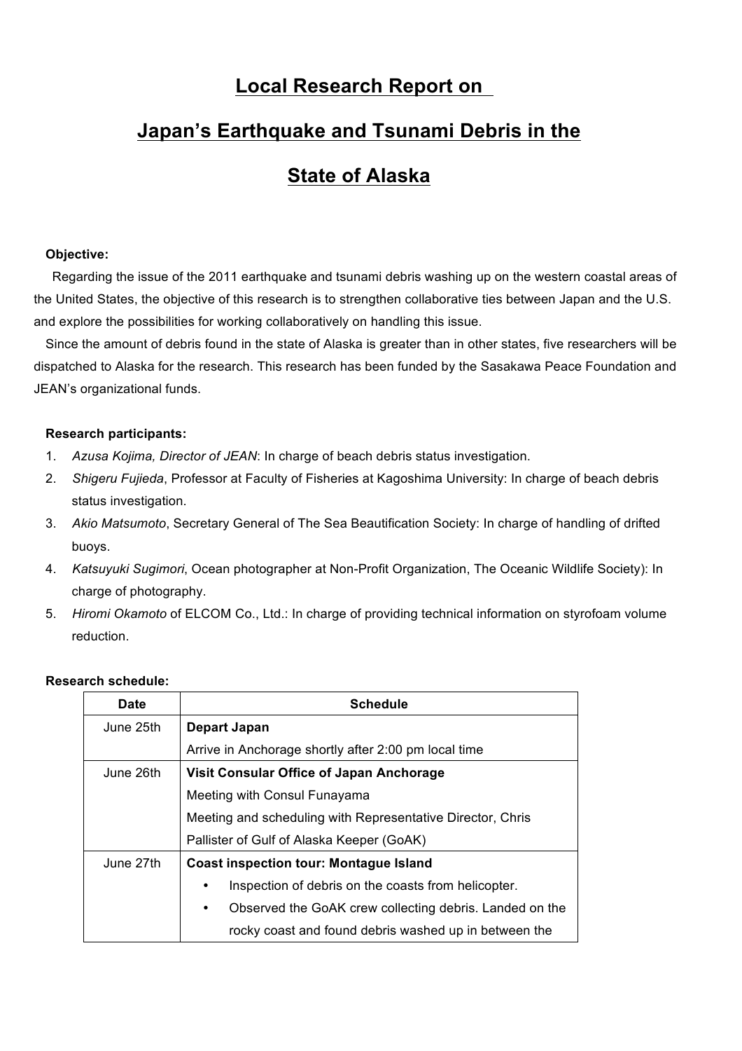# Local Research Report on Japan's Earthquake and Tsunami Debris in the State of Alaska

**Objective:**

Regarding the issue of the 2011 earthquake and tsunami debris washing up on the western coastal areas of the United States, the objective of this research is to strengthen collaborative ties between Japan and the U.S. and explore the possibilities for working collaboratively on handling this issue.

Since the amount of debris found in the state of Alaska is greater than in other states, five researchers will be dispatched to Alaska for the research. This research has been funded by the Sasakawa Peace Foundation and JEAN's organizational funds.

**Research participants:**

1. *Azusa Kojima, Director of JEAN*: In charge of beach debris status investigation.
2. *Shigeru Fujieda*, Professor at Faculty of Fisheries at Kagoshima University: In charge of beach debris status investigation.
3. *Akio Matsumoto*, Secretary General of The Sea Beautification Society: In charge of handling of drifted buoys.
4. *Katsuyuki Sugimori*, Ocean photographer at Non-Profit Organization, The Oceanic Wildlife Society): In charge of photography.
5. *Hiromi Okamoto* of ELCOM Co., Ltd.: In charge of providing technical information on styrofoam volume reduction.

**Research schedule:**

| Date | Schedule |
|---|---|
| June 25th | **Depart Japan**<br>Arrive in Anchorage shortly after 2:00 pm local time |
| June 26th | **Visit Consular Office of Japan Anchorage**<br>Meeting with Consul Funayama<br>Meeting and scheduling with Representative Director, Chris Pallister of Gulf of Alaska Keeper (GoAK) |
| June 27th | **Coast inspection tour: Montague Island**<br>• Inspection of debris on the coasts from helicopter.<br>• Observed the GoAK crew collecting debris. Landed on the rocky coast and found debris washed up in between the |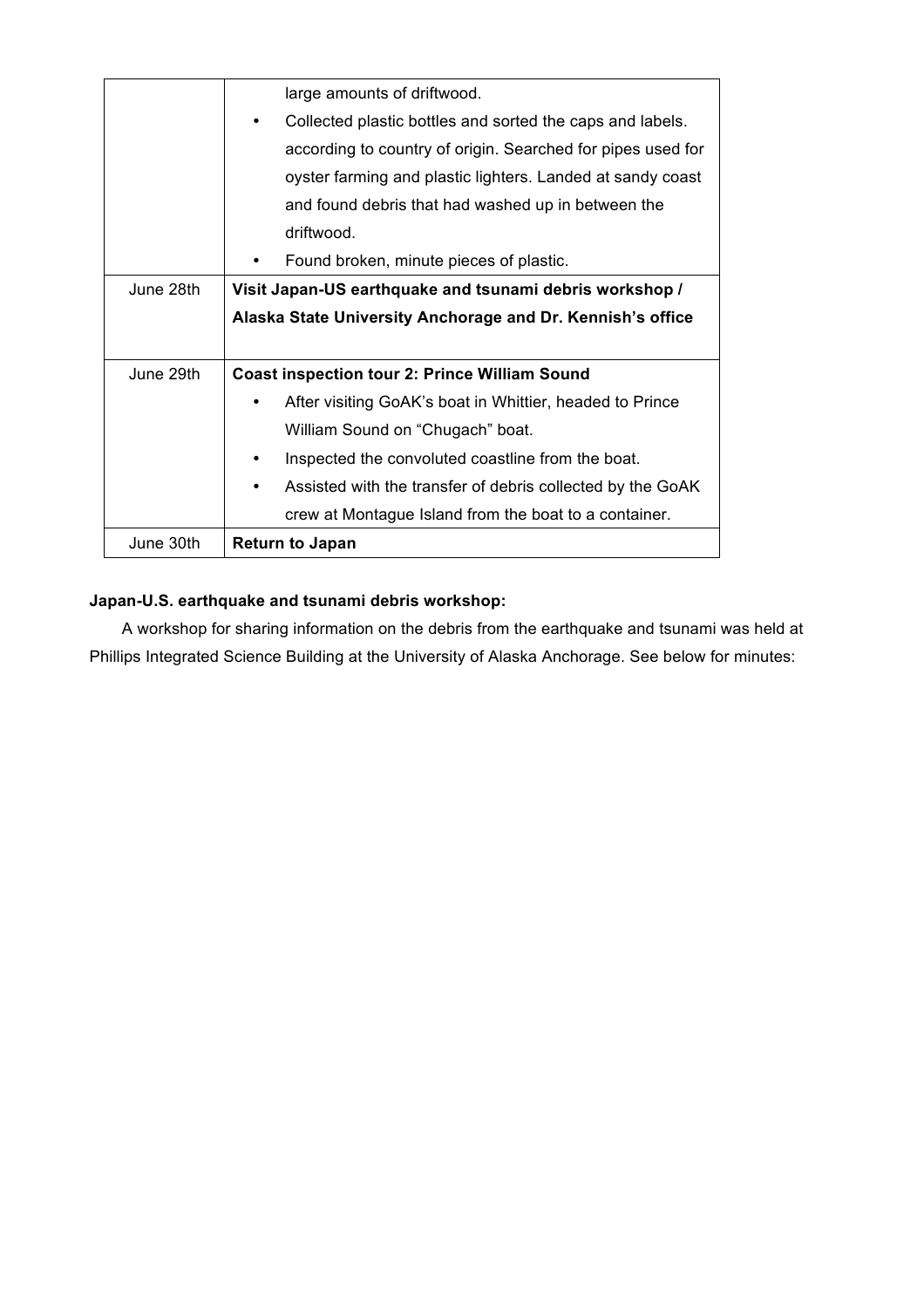| | |
|---|---|
| | large amounts of driftwood.<br>• Collected plastic bottles and sorted the caps and labels. according to country of origin. Searched for pipes used for oyster farming and plastic lighters. Landed at sandy coast and found debris that had washed up in between the driftwood.<br>• Found broken, minute pieces of plastic. |
| June 28th | **Visit Japan-US earthquake and tsunami debris workshop / Alaska State University Anchorage and Dr. Kennish's office** |
| June 29th | **Coast inspection tour 2: Prince William Sound**<br>• After visiting GoAK's boat in Whittier, headed to Prince William Sound on "Chugach" boat.<br>• Inspected the convoluted coastline from the boat.<br>• Assisted with the transfer of debris collected by the GoAK crew at Montague Island from the boat to a container. |
| June 30th | **Return to Japan** |

**Japan-U.S. earthquake and tsunami debris workshop:**

A workshop for sharing information on the debris from the earthquake and tsunami was held at Phillips Integrated Science Building at the University of Alaska Anchorage. See below for minutes: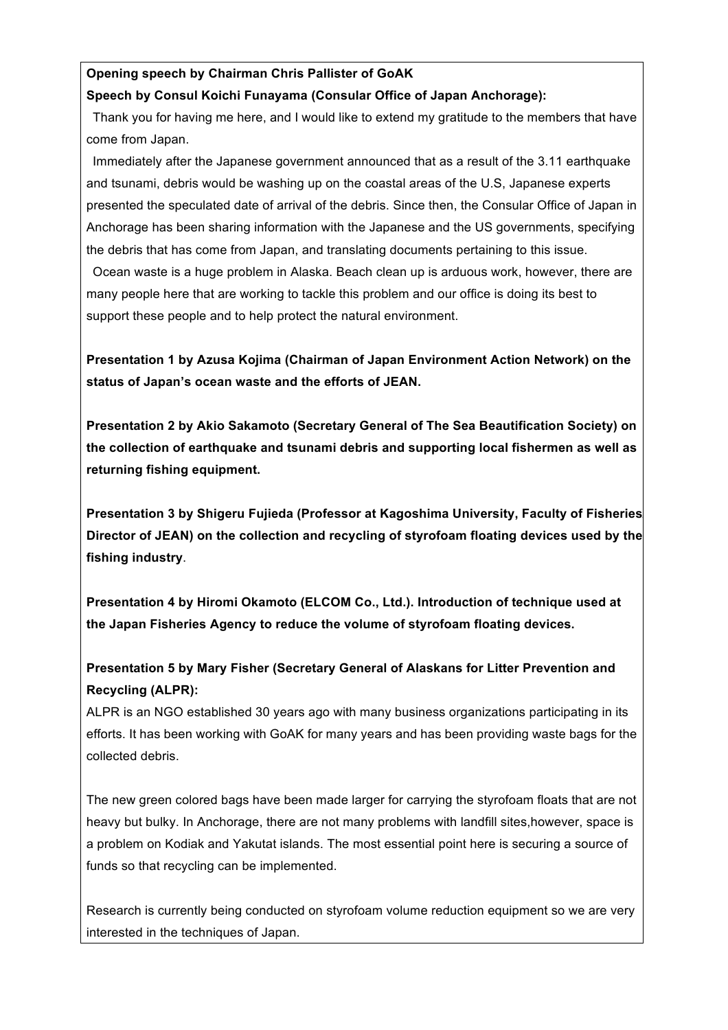**Opening speech by Chairman Chris Pallister of GoAK**

**Speech by Consul Koichi Funayama (Consular Office of Japan Anchorage):**

Thank you for having me here, and I would like to extend my gratitude to the members that have come from Japan.

Immediately after the Japanese government announced that as a result of the 3.11 earthquake and tsunami, debris would be washing up on the coastal areas of the U.S, Japanese experts presented the speculated date of arrival of the debris. Since then, the Consular Office of Japan in Anchorage has been sharing information with the Japanese and the US governments, specifying the debris that has come from Japan, and translating documents pertaining to this issue.

Ocean waste is a huge problem in Alaska. Beach clean up is arduous work, however, there are many people here that are working to tackle this problem and our office is doing its best to support these people and to help protect the natural environment.

**Presentation 1 by Azusa Kojima (Chairman of Japan Environment Action Network) on the status of Japan's ocean waste and the efforts of JEAN.**

**Presentation 2 by Akio Sakamoto (Secretary General of The Sea Beautification Society) on the collection of earthquake and tsunami debris and supporting local fishermen as well as returning fishing equipment.**

**Presentation 3 by Shigeru Fujieda (Professor at Kagoshima University, Faculty of Fisheries Director of JEAN) on the collection and recycling of styrofoam floating devices used by the fishing industry**.

**Presentation 4 by Hiromi Okamoto (ELCOM Co., Ltd.). Introduction of technique used at the Japan Fisheries Agency to reduce the volume of styrofoam floating devices.**

**Presentation 5 by Mary Fisher (Secretary General of Alaskans for Litter Prevention and Recycling (ALPR):**

ALPR is an NGO established 30 years ago with many business organizations participating in its efforts. It has been working with GoAK for many years and has been providing waste bags for the collected debris.

The new green colored bags have been made larger for carrying the styrofoam floats that are not heavy but bulky. In Anchorage, there are not many problems with landfill sites,however, space is a problem on Kodiak and Yakutat islands. The most essential point here is securing a source of funds so that recycling can be implemented.

Research is currently being conducted on styrofoam volume reduction equipment so we are very interested in the techniques of Japan.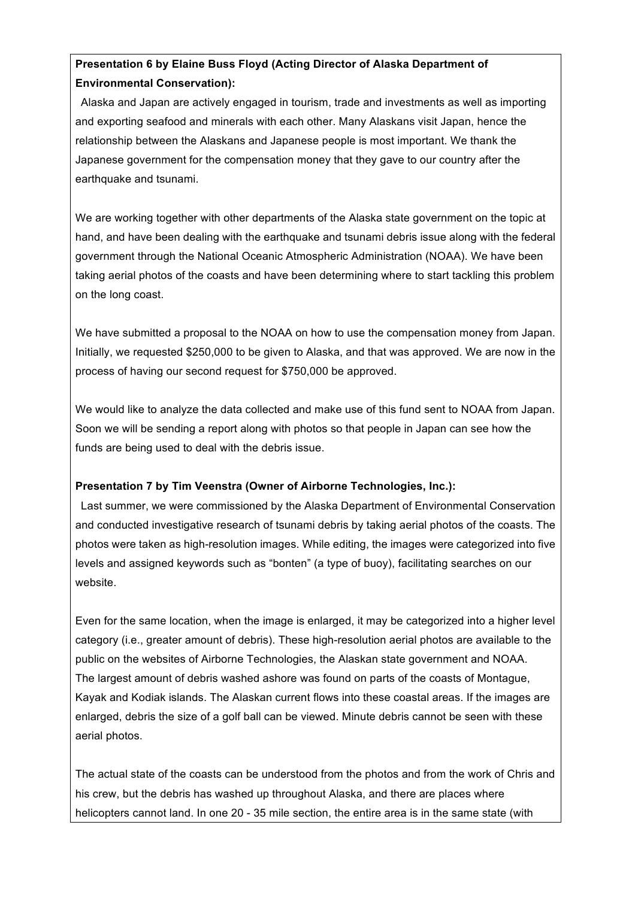**Presentation 6 by Elaine Buss Floyd (Acting Director of Alaska Department of Environmental Conservation):**

Alaska and Japan are actively engaged in tourism, trade and investments as well as importing and exporting seafood and minerals with each other. Many Alaskans visit Japan, hence the relationship between the Alaskans and Japanese people is most important. We thank the Japanese government for the compensation money that they gave to our country after the earthquake and tsunami.

We are working together with other departments of the Alaska state government on the topic at hand, and have been dealing with the earthquake and tsunami debris issue along with the federal government through the National Oceanic Atmospheric Administration (NOAA). We have been taking aerial photos of the coasts and have been determining where to start tackling this problem on the long coast.

We have submitted a proposal to the NOAA on how to use the compensation money from Japan. Initially, we requested $250,000 to be given to Alaska, and that was approved. We are now in the process of having our second request for $750,000 be approved.

We would like to analyze the data collected and make use of this fund sent to NOAA from Japan. Soon we will be sending a report along with photos so that people in Japan can see how the funds are being used to deal with the debris issue.

**Presentation 7 by Tim Veenstra (Owner of Airborne Technologies, Inc.):**

Last summer, we were commissioned by the Alaska Department of Environmental Conservation and conducted investigative research of tsunami debris by taking aerial photos of the coasts. The photos were taken as high-resolution images. While editing, the images were categorized into five levels and assigned keywords such as "bonten" (a type of buoy), facilitating searches on our website.

Even for the same location, when the image is enlarged, it may be categorized into a higher level category (i.e., greater amount of debris). These high-resolution aerial photos are available to the public on the websites of Airborne Technologies, the Alaskan state government and NOAA. The largest amount of debris washed ashore was found on parts of the coasts of Montague, Kayak and Kodiak islands. The Alaskan current flows into these coastal areas. If the images are enlarged, debris the size of a golf ball can be viewed. Minute debris cannot be seen with these aerial photos.

The actual state of the coasts can be understood from the photos and from the work of Chris and his crew, but the debris has washed up throughout Alaska, and there are places where helicopters cannot land. In one 20 - 35 mile section, the entire area is in the same state (with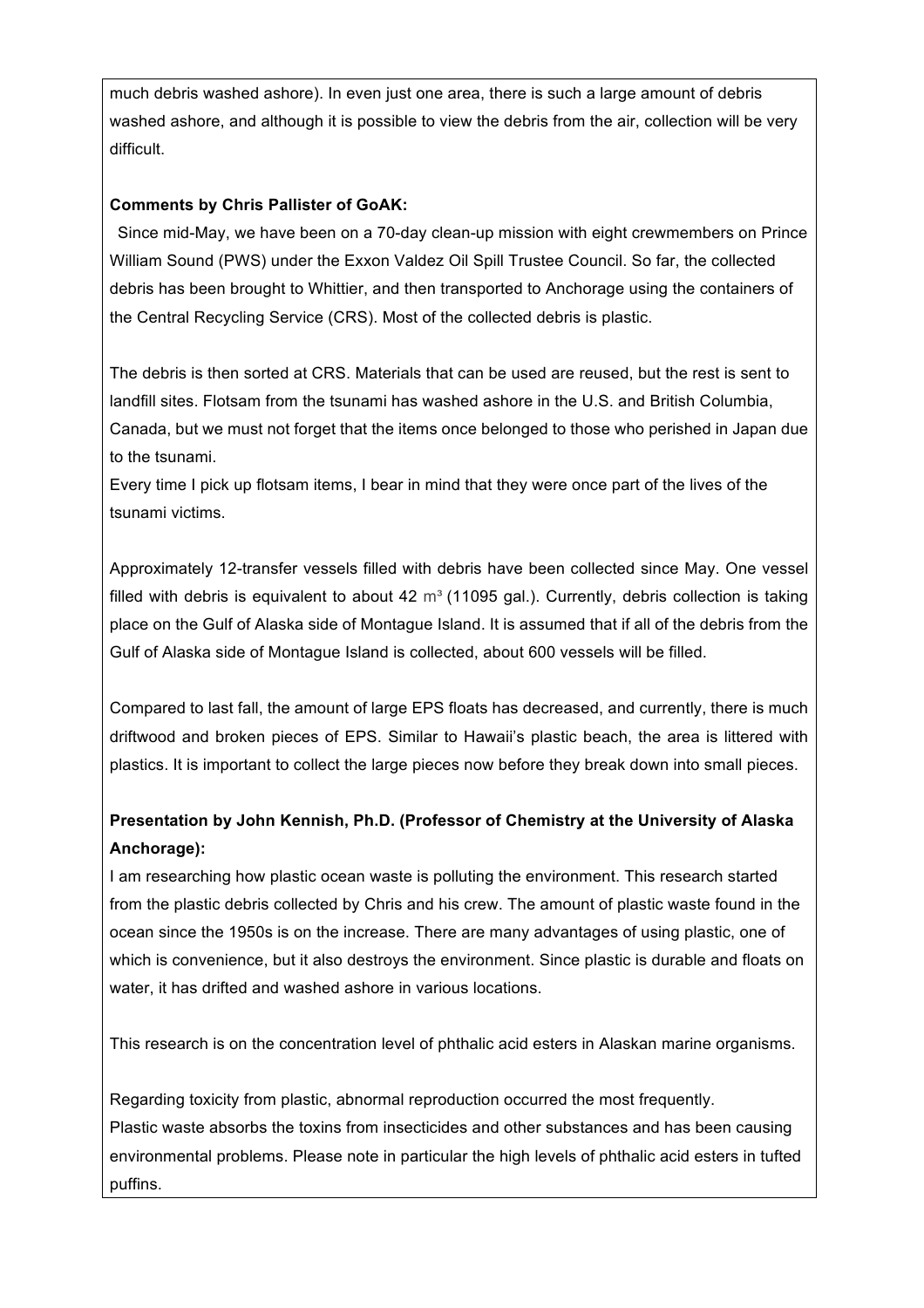much debris washed ashore). In even just one area, there is such a large amount of debris washed ashore, and although it is possible to view the debris from the air, collection will be very difficult.

**Comments by Chris Pallister of GoAK:**

Since mid-May, we have been on a 70-day clean-up mission with eight crewmembers on Prince William Sound (PWS) under the Exxon Valdez Oil Spill Trustee Council. So far, the collected debris has been brought to Whittier, and then transported to Anchorage using the containers of the Central Recycling Service (CRS). Most of the collected debris is plastic.

The debris is then sorted at CRS. Materials that can be used are reused, but the rest is sent to landfill sites. Flotsam from the tsunami has washed ashore in the U.S. and British Columbia, Canada, but we must not forget that the items once belonged to those who perished in Japan due to the tsunami.

Every time I pick up flotsam items, I bear in mind that they were once part of the lives of the tsunami victims.

Approximately 12-transfer vessels filled with debris have been collected since May. One vessel filled with debris is equivalent to about 42 $m^3$ (11095 gal.). Currently, debris collection is taking place on the Gulf of Alaska side of Montague Island. It is assumed that if all of the debris from the Gulf of Alaska side of Montague Island is collected, about 600 vessels will be filled.

Compared to last fall, the amount of large EPS floats has decreased, and currently, there is much driftwood and broken pieces of EPS. Similar to Hawaii's plastic beach, the area is littered with plastics. It is important to collect the large pieces now before they break down into small pieces.

**Presentation by John Kennish, Ph.D. (Professor of Chemistry at the University of Alaska Anchorage):**

I am researching how plastic ocean waste is polluting the environment. This research started from the plastic debris collected by Chris and his crew. The amount of plastic waste found in the ocean since the 1950s is on the increase. There are many advantages of using plastic, one of which is convenience, but it also destroys the environment. Since plastic is durable and floats on water, it has drifted and washed ashore in various locations.

This research is on the concentration level of phthalic acid esters in Alaskan marine organisms.

Regarding toxicity from plastic, abnormal reproduction occurred the most frequently.
Plastic waste absorbs the toxins from insecticides and other substances and has been causing environmental problems. Please note in particular the high levels of phthalic acid esters in tufted puffins.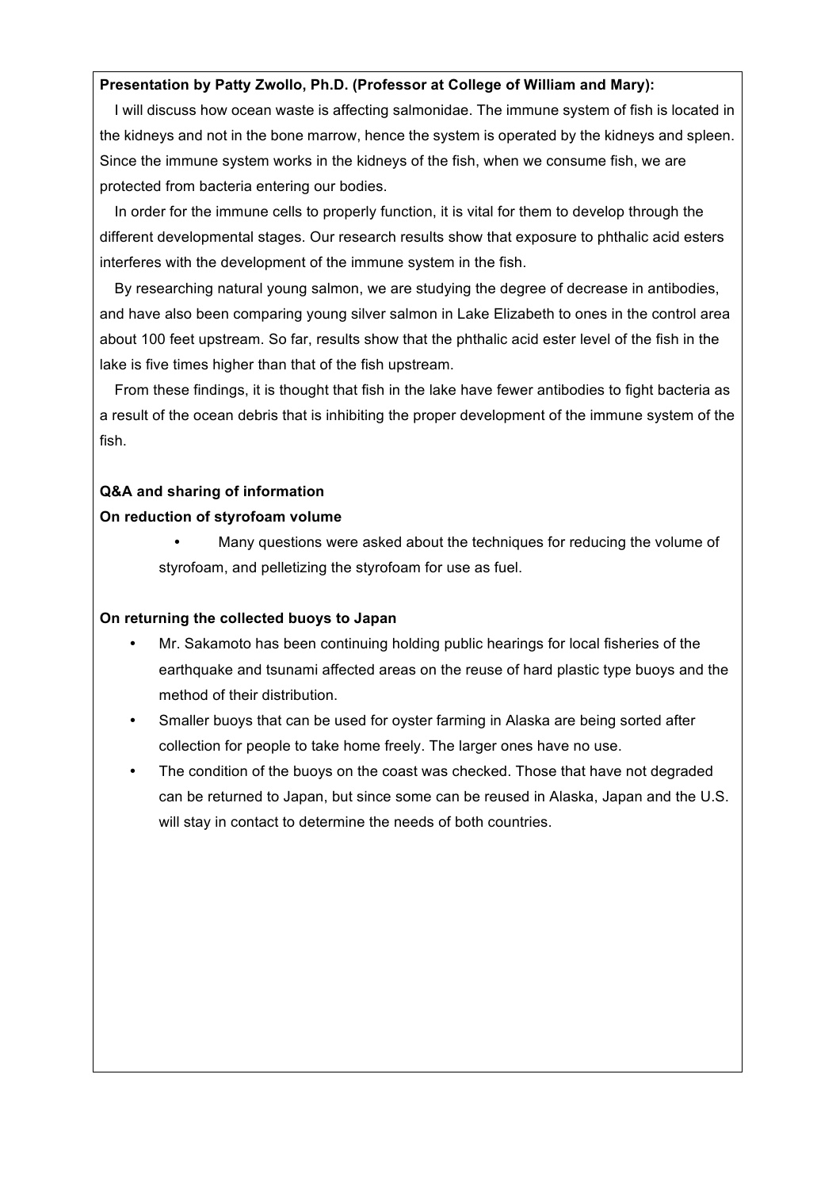**Presentation by Patty Zwollo, Ph.D. (Professor at College of William and Mary):**

I will discuss how ocean waste is affecting salmonidae. The immune system of fish is located in the kidneys and not in the bone marrow, hence the system is operated by the kidneys and spleen. Since the immune system works in the kidneys of the fish, when we consume fish, we are protected from bacteria entering our bodies.

In order for the immune cells to properly function, it is vital for them to develop through the different developmental stages. Our research results show that exposure to phthalic acid esters interferes with the development of the immune system in the fish.

By researching natural young salmon, we are studying the degree of decrease in antibodies, and have also been comparing young silver salmon in Lake Elizabeth to ones in the control area about 100 feet upstream. So far, results show that the phthalic acid ester level of the fish in the lake is five times higher than that of the fish upstream.

From these findings, it is thought that fish in the lake have fewer antibodies to fight bacteria as a result of the ocean debris that is inhibiting the proper development of the immune system of the fish.

**Q&A and sharing of information**

**On reduction of styrofoam volume**

- Many questions were asked about the techniques for reducing the volume of styrofoam, and pelletizing the styrofoam for use as fuel.

**On returning the collected buoys to Japan**

- Mr. Sakamoto has been continuing holding public hearings for local fisheries of the earthquake and tsunami affected areas on the reuse of hard plastic type buoys and the method of their distribution.
- Smaller buoys that can be used for oyster farming in Alaska are being sorted after collection for people to take home freely. The larger ones have no use.
- The condition of the buoys on the coast was checked. Those that have not degraded can be returned to Japan, but since some can be reused in Alaska, Japan and the U.S. will stay in contact to determine the needs of both countries.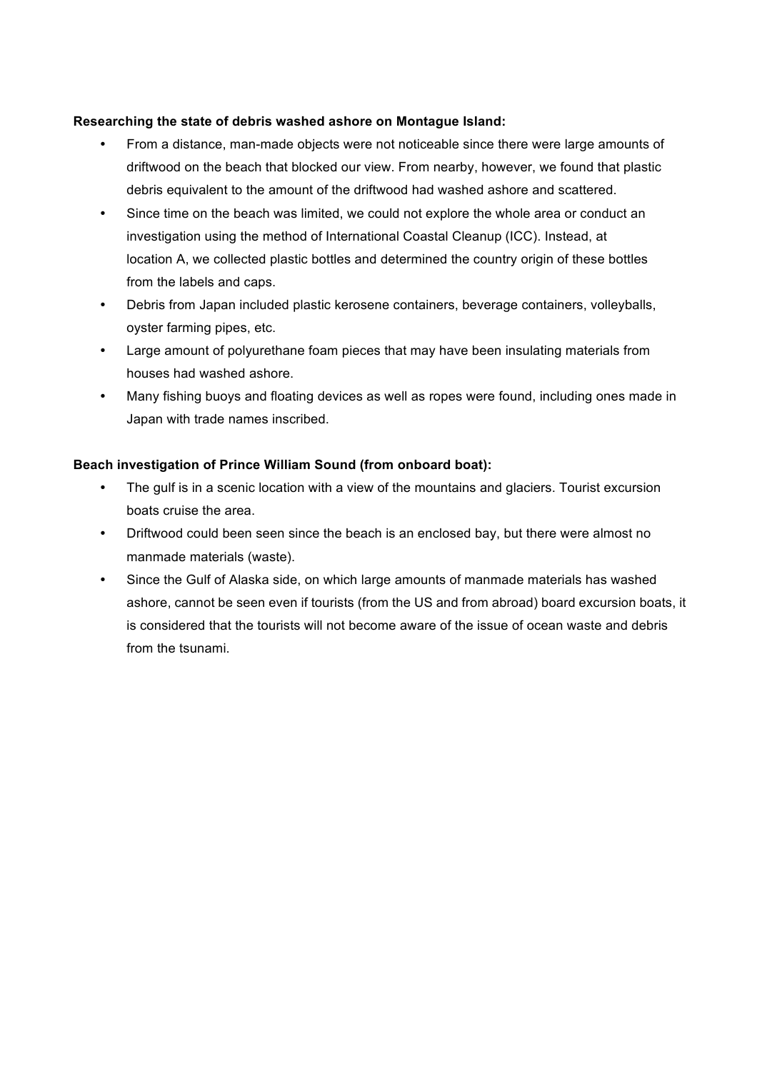**Researching the state of debris washed ashore on Montague Island:**

- From a distance, man-made objects were not noticeable since there were large amounts of driftwood on the beach that blocked our view. From nearby, however, we found that plastic debris equivalent to the amount of the driftwood had washed ashore and scattered.
- Since time on the beach was limited, we could not explore the whole area or conduct an investigation using the method of International Coastal Cleanup (ICC). Instead, at location A, we collected plastic bottles and determined the country origin of these bottles from the labels and caps.
- Debris from Japan included plastic kerosene containers, beverage containers, volleyballs, oyster farming pipes, etc.
- Large amount of polyurethane foam pieces that may have been insulating materials from houses had washed ashore.
- Many fishing buoys and floating devices as well as ropes were found, including ones made in Japan with trade names inscribed.

**Beach investigation of Prince William Sound (from onboard boat):**

- The gulf is in a scenic location with a view of the mountains and glaciers. Tourist excursion boats cruise the area.
- Driftwood could been seen since the beach is an enclosed bay, but there were almost no manmade materials (waste).
- Since the Gulf of Alaska side, on which large amounts of manmade materials has washed ashore, cannot be seen even if tourists (from the US and from abroad) board excursion boats, it is considered that the tourists will not become aware of the issue of ocean waste and debris from the tsunami.